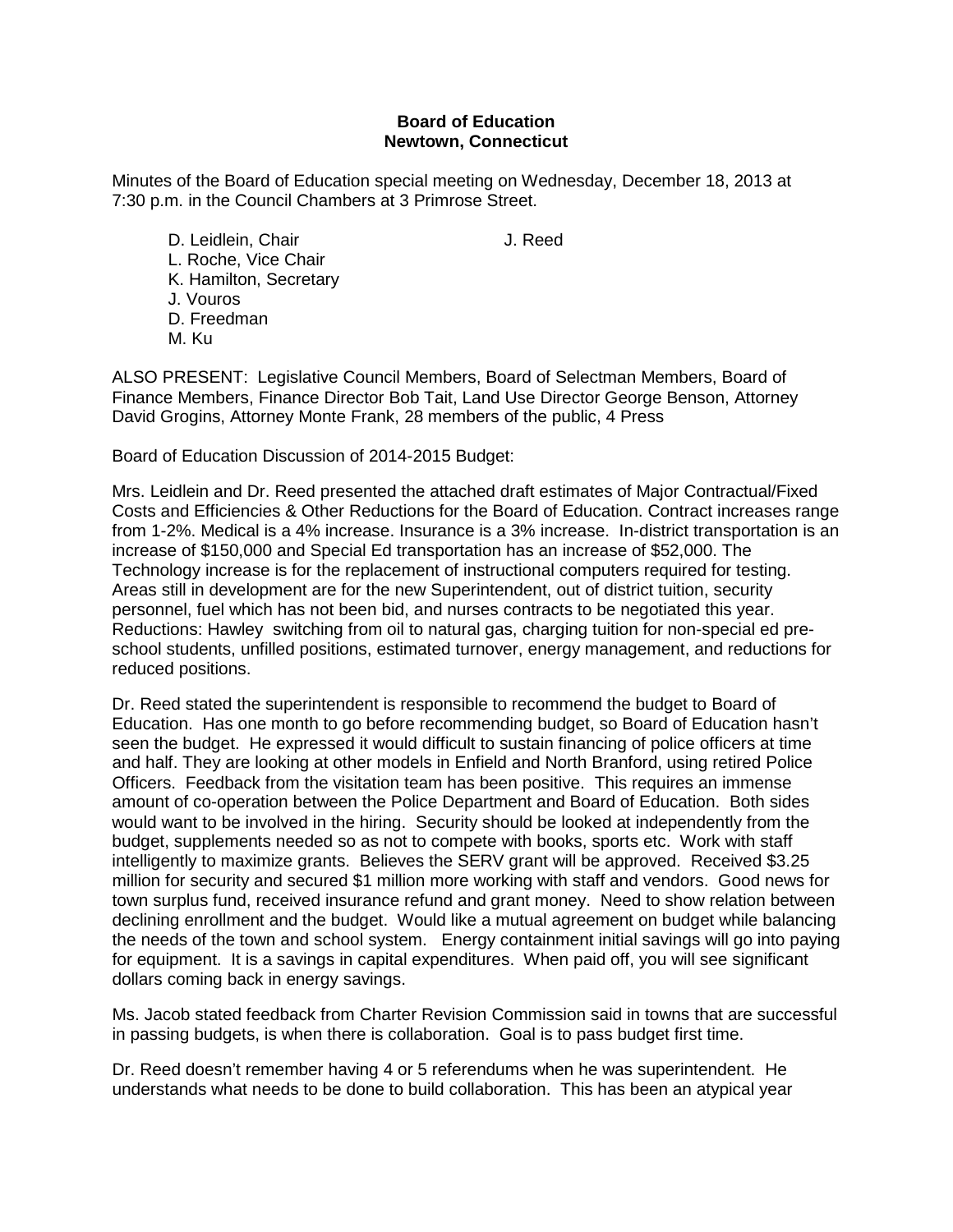**Board of Education**
**Newtown, Connecticut**

Minutes of the Board of Education special meeting on Wednesday, December 18, 2013 at 7:30 p.m. in the Council Chambers at 3 Primrose Street.

D. Leidlein, Chair
L. Roche, Vice Chair
K. Hamilton, Secretary
J. Vouros
D. Freedman
M. Ku

J. Reed

ALSO PRESENT: Legislative Council Members, Board of Selectman Members, Board of Finance Members, Finance Director Bob Tait, Land Use Director George Benson, Attorney David Grogins, Attorney Monte Frank, 28 members of the public, 4 Press

Board of Education Discussion of 2014-2015 Budget:

Mrs. Leidlein and Dr. Reed presented the attached draft estimates of Major Contractual/Fixed Costs and Efficiencies & Other Reductions for the Board of Education. Contract increases range from 1-2%. Medical is a 4% increase. Insurance is a 3% increase. In-district transportation is an increase of $150,000 and Special Ed transportation has an increase of $52,000. The Technology increase is for the replacement of instructional computers required for testing. Areas still in development are for the new Superintendent, out of district tuition, security personnel, fuel which has not been bid, and nurses contracts to be negotiated this year. Reductions: Hawley switching from oil to natural gas, charging tuition for non-special ed pre-school students, unfilled positions, estimated turnover, energy management, and reductions for reduced positions.

Dr. Reed stated the superintendent is responsible to recommend the budget to Board of Education. Has one month to go before recommending budget, so Board of Education hasn't seen the budget. He expressed it would difficult to sustain financing of police officers at time and half. They are looking at other models in Enfield and North Branford, using retired Police Officers. Feedback from the visitation team has been positive. This requires an immense amount of co-operation between the Police Department and Board of Education. Both sides would want to be involved in the hiring. Security should be looked at independently from the budget, supplements needed so as not to compete with books, sports etc. Work with staff intelligently to maximize grants. Believes the SERV grant will be approved. Received $3.25 million for security and secured $1 million more working with staff and vendors. Good news for town surplus fund, received insurance refund and grant money. Need to show relation between declining enrollment and the budget. Would like a mutual agreement on budget while balancing the needs of the town and school system. Energy containment initial savings will go into paying for equipment. It is a savings in capital expenditures. When paid off, you will see significant dollars coming back in energy savings.

Ms. Jacob stated feedback from Charter Revision Commission said in towns that are successful in passing budgets, is when there is collaboration. Goal is to pass budget first time.

Dr. Reed doesn't remember having 4 or 5 referendums when he was superintendent. He understands what needs to be done to build collaboration. This has been an atypical year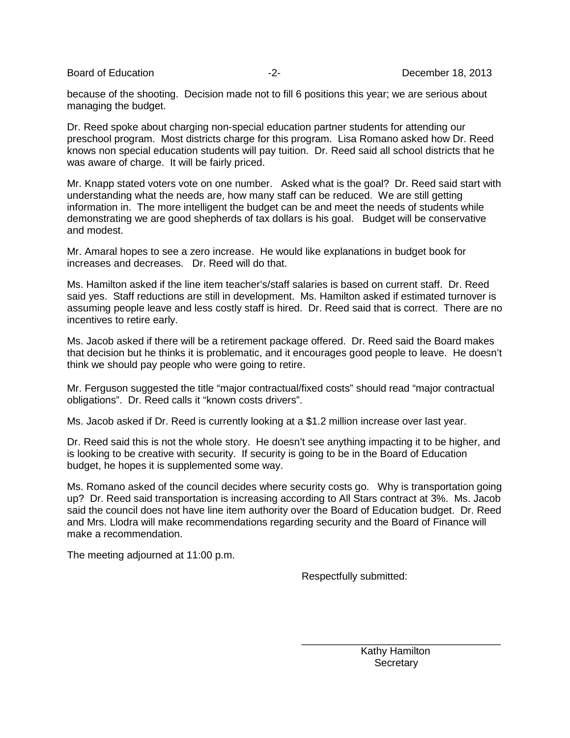because of the shooting. Decision made not to fill 6 positions this year; we are serious about managing the budget.

Dr. Reed spoke about charging non-special education partner students for attending our preschool program. Most districts charge for this program. Lisa Romano asked how Dr. Reed knows non special education students will pay tuition. Dr. Reed said all school districts that he was aware of charge. It will be fairly priced.

Mr. Knapp stated voters vote on one number. Asked what is the goal? Dr. Reed said start with understanding what the needs are, how many staff can be reduced. We are still getting information in. The more intelligent the budget can be and meet the needs of students while demonstrating we are good shepherds of tax dollars is his goal. Budget will be conservative and modest.

Mr. Amaral hopes to see a zero increase. He would like explanations in budget book for increases and decreases. Dr. Reed will do that.

Ms. Hamilton asked if the line item teacher's/staff salaries is based on current staff. Dr. Reed said yes. Staff reductions are still in development. Ms. Hamilton asked if estimated turnover is assuming people leave and less costly staff is hired. Dr. Reed said that is correct. There are no incentives to retire early.

Ms. Jacob asked if there will be a retirement package offered. Dr. Reed said the Board makes that decision but he thinks it is problematic, and it encourages good people to leave. He doesn't think we should pay people who were going to retire.

Mr. Ferguson suggested the title "major contractual/fixed costs" should read "major contractual obligations". Dr. Reed calls it "known costs drivers".

Ms. Jacob asked if Dr. Reed is currently looking at a $1.2 million increase over last year.

Dr. Reed said this is not the whole story. He doesn't see anything impacting it to be higher, and is looking to be creative with security. If security is going to be in the Board of Education budget, he hopes it is supplemented some way.

Ms. Romano asked of the council decides where security costs go. Why is transportation going up? Dr. Reed said transportation is increasing according to All Stars contract at 3%. Ms. Jacob said the council does not have line item authority over the Board of Education budget. Dr. Reed and Mrs. Llodra will make recommendations regarding security and the Board of Finance will make a recommendation.

The meeting adjourned at 11:00 p.m.

Respectfully submitted:

\_\_\_\_\_\_\_\_\_\_\_\_\_\_\_\_\_\_\_\_\_\_\_\_\_\_\_\_\_\_\_\_\_\_\_\_

Kathy Hamilton
Secretary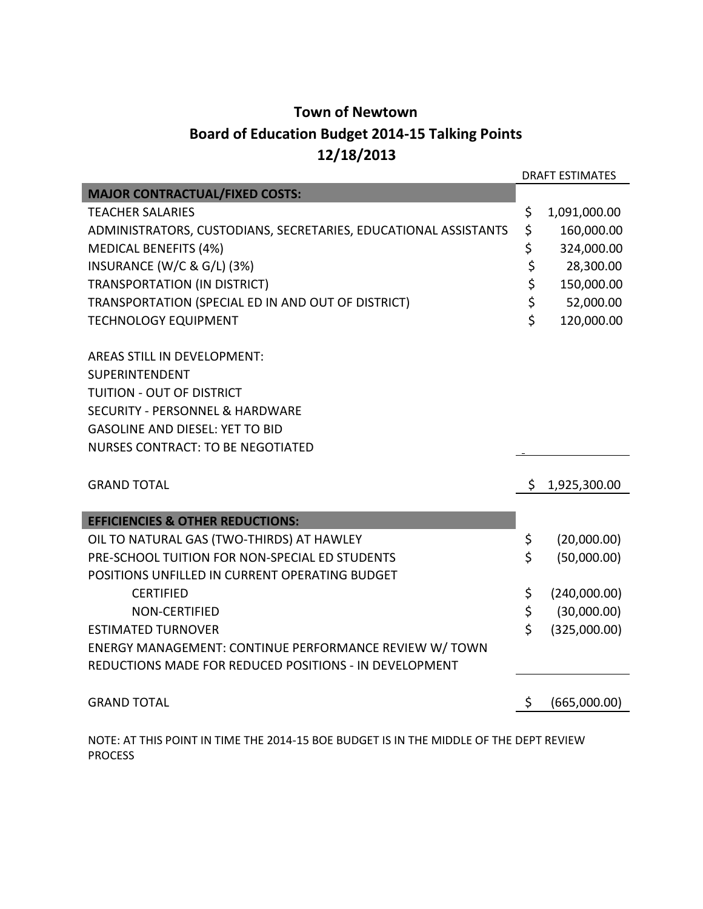# Town of Newtown

## Board of Education Budget 2014-15 Talking Points

## 12/18/2013

| | DRAFT ESTIMATES |
|---|---|
| **MAJOR CONTRACTUAL/FIXED COSTS:** | |
| TEACHER SALARIES | $ 1,091,000.00 |
| ADMINISTRATORS, CUSTODIANS, SECRETARIES, EDUCATIONAL ASSISTANTS | $ 160,000.00 |
| MEDICAL BENEFITS (4%) | $ 324,000.00 |
| INSURANCE (W/C & G/L) (3%) | $ 28,300.00 |
| TRANSPORTATION (IN DISTRICT) | $ 150,000.00 |
| TRANSPORTATION (SPECIAL ED IN AND OUT OF DISTRICT) | $ 52,000.00 |
| TECHNOLOGY EQUIPMENT | $ 120,000.00 |
| | |
| AREAS STILL IN DEVELOPMENT: | |
| SUPERINTENDENT | |
| TUITION - OUT OF DISTRICT | |
| SECURITY - PERSONNEL & HARDWARE | |
| GASOLINE AND DIESEL: YET TO BID | |
| NURSES CONTRACT: TO BE NEGOTIATED | - |
| | |
| GRAND TOTAL | $ 1,925,300.00 |

| | |
|---|---|
| **EFFICIENCIES & OTHER REDUCTIONS:** | |
| OIL TO NATURAL GAS (TWO-THIRDS) AT HAWLEY | $ (20,000.00) |
| PRE-SCHOOL TUITION FOR NON-SPECIAL ED STUDENTS | $ (50,000.00) |
| POSITIONS UNFILLED IN CURRENT OPERATING BUDGET | |
| CERTIFIED | $ (240,000.00) |
| NON-CERTIFIED | $ (30,000.00) |
| ESTIMATED TURNOVER | $ (325,000.00) |
| ENERGY MANAGEMENT: CONTINUE PERFORMANCE REVIEW W/ TOWN | |
| REDUCTIONS MADE FOR REDUCED POSITIONS - IN DEVELOPMENT | |
| | |
| GRAND TOTAL | $ (665,000.00) |

NOTE: AT THIS POINT IN TIME THE 2014-15 BOE BUDGET IS IN THE MIDDLE OF THE DEPT REVIEW PROCESS